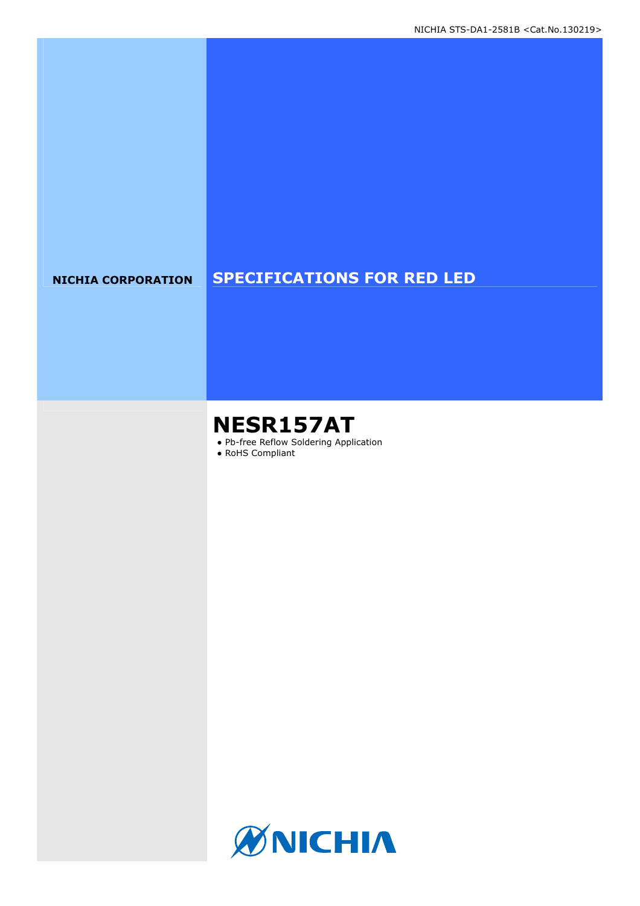NICHIA STS-DA1-2581B <Cat.No.130219>

**NICHIA CORPORATION**

# SPECIFICATIONS FOR RED LED

# NESR157AT

- Pb-free Reflow Soldering Application
- RoHS Compliant

NICHIA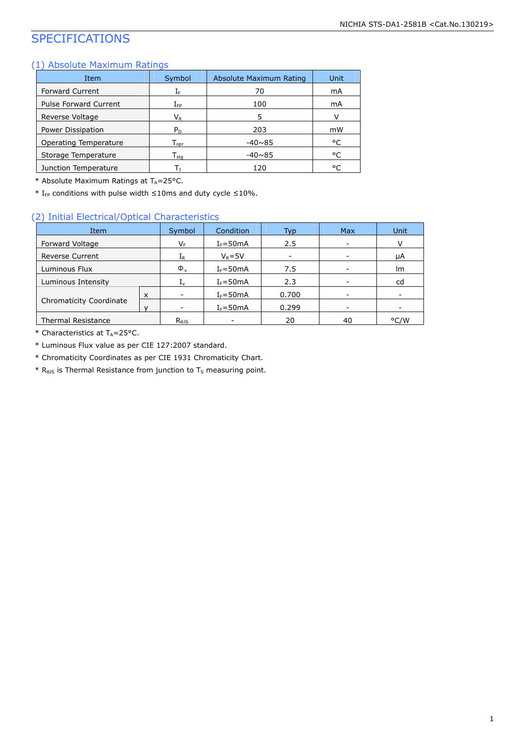# SPECIFICATIONS

## (1) Absolute Maximum Ratings

| Item | Symbol | Absolute Maximum Rating | Unit |
|---|---|---|---|
| Forward Current | $I_F$ | 70 | mA |
| Pulse Forward Current | $I_{FP}$ | 100 | mA |
| Reverse Voltage | $V_R$ | 5 | V |
| Power Dissipation | $P_D$ | 203 | mW |
| Operating Temperature | $T_{opr}$ | -40~85 | °C |
| Storage Temperature | $T_{stg}$ | -40~85 | °C |
| Junction Temperature | $T_J$ | 120 | °C |

* Absolute Maximum Ratings at $T_A$=25°C.
* $I_{FP}$ conditions with pulse width ≤10ms and duty cycle ≤10%.

## (2) Initial Electrical/Optical Characteristics

| Item | | Symbol | Condition | Typ | Max | Unit |
|---|---|---|---|---|---|---|
| Forward Voltage | | $V_F$ | $I_F$=50mA | 2.5 | - | V |
| Reverse Current | | $I_R$ | $V_R$=5V | - | - | μA |
| Luminous Flux | | $\Phi_v$ | $I_F$=50mA | 7.5 | - | lm |
| Luminous Intensity | | $I_v$ | $I_F$=50mA | 2.3 | - | cd |
| Chromaticity Coordinate | x | - | $I_F$=50mA | 0.700 | - | - |
| | y | - | $I_F$=50mA | 0.299 | - | - |
| Thermal Resistance | | $R_{\theta JS}$ | - | 20 | 40 | °C/W |

* Characteristics at $T_A$=25°C.
* Luminous Flux value as per CIE 127:2007 standard.
* Chromaticity Coordinates as per CIE 1931 Chromaticity Chart.
* $R_{\theta JS}$ is Thermal Resistance from junction to $T_S$ measuring point.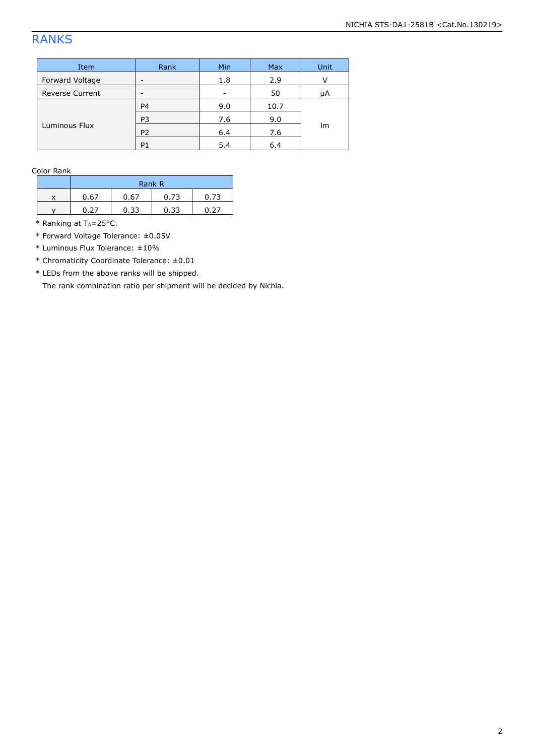# RANKS

| Item | Rank | Min | Max | Unit |
|---|---|---|---|---|
| Forward Voltage | - | 1.8 | 2.9 | V |
| Reverse Current | - | - | 50 | μA |
| Luminous Flux | P4 | 9.0 | 10.7 | lm |
| | P3 | 7.6 | 9.0 | |
| | P2 | 6.4 | 7.6 | |
| | P1 | 5.4 | 6.4 | |

Color Rank

| | Rank R | | | |
|---|---|---|---|---|
| x | 0.67 | 0.67 | 0.73 | 0.73 |
| y | 0.27 | 0.33 | 0.33 | 0.27 |

* Ranking at $T_A$=25°C.
* Forward Voltage Tolerance: ±0.05V
* Luminous Flux Tolerance: ±10%
* Chromaticity Coordinate Tolerance: ±0.01
* LEDs from the above ranks will be shipped.
  The rank combination ratio per shipment will be decided by Nichia.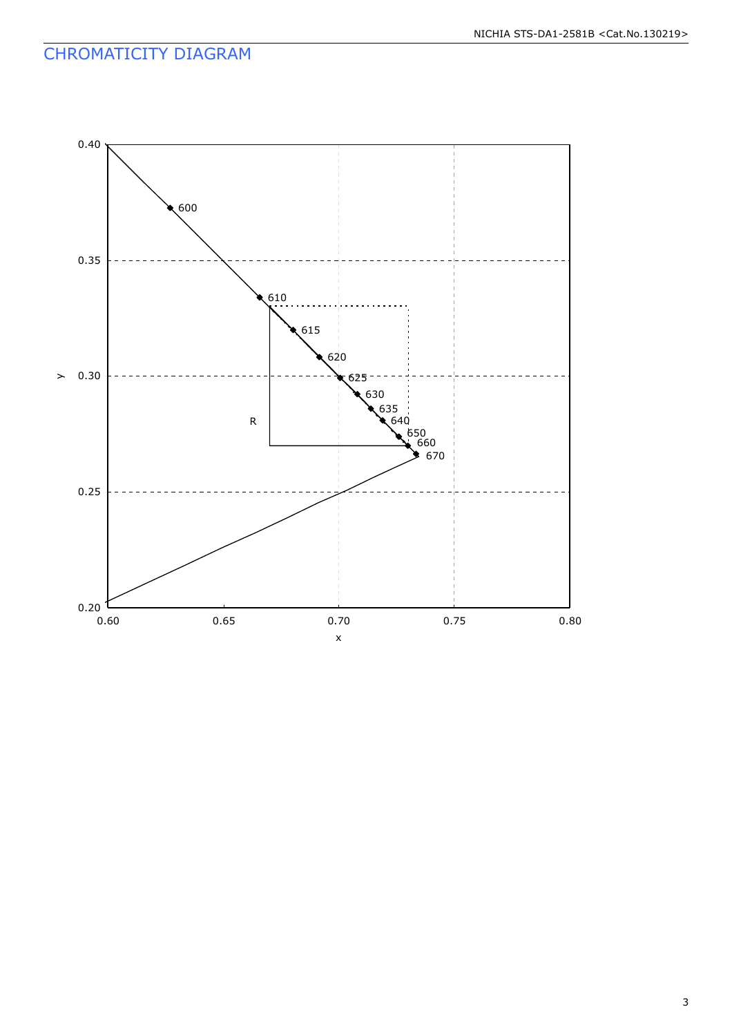## CHROMATICITY DIAGRAM

0.40

0.35

0.30

0.25

0.20

y

0.60 0.65 0.70 0.75 0.80

x

600

610

615

620

625

630

635

640

650

660

670

R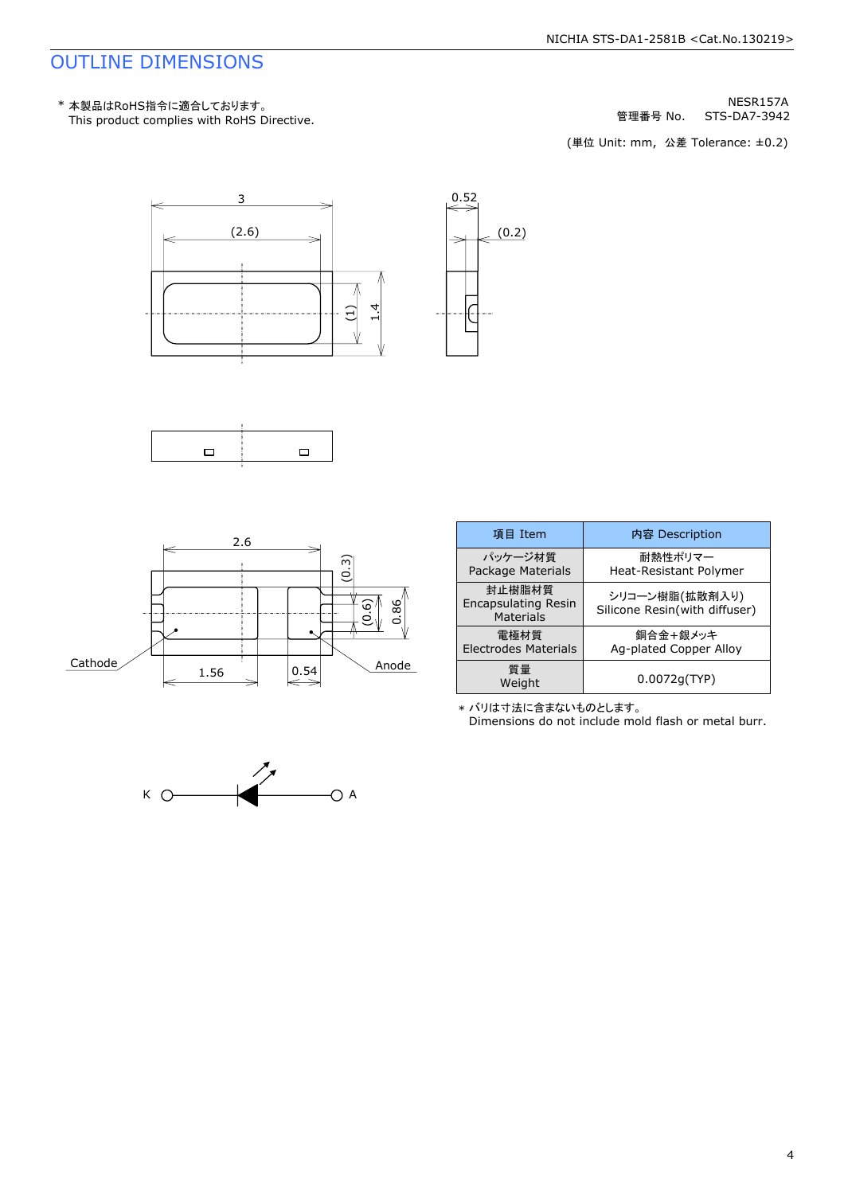# OUTLINE DIMENSIONS

\* 本製品はRoHS指令に適合しております。
This product complies with RoHS Directive.

NESR157A
管理番号 No.　STS-DA7-3942

(単位 Unit: mm,　公差 Tolerance: ±0.2)

3
(2.6)
(1)
1.4
0.52
(0.2)

2.6
(0.3)
(0.6)
0.86
Cathode
1.56
0.54
Anode

K　A

| 項目 Item | 内容 Description |
|---|---|
| パッケージ材質<br>Package Materials | 耐熱性ポリマー<br>Heat-Resistant Polymer |
| 封止樹脂材質<br>Encapsulating Resin Materials | シリコーン樹脂(拡散剤入り)<br>Silicone Resin(with diffuser) |
| 電極材質<br>Electrodes Materials | 銅合金+銀メッキ<br>Ag-plated Copper Alloy |
| 質量<br>Weight | 0.0072g(TYP) |

\* バリは寸法に含まないものとします。
Dimensions do not include mold flash or metal burr.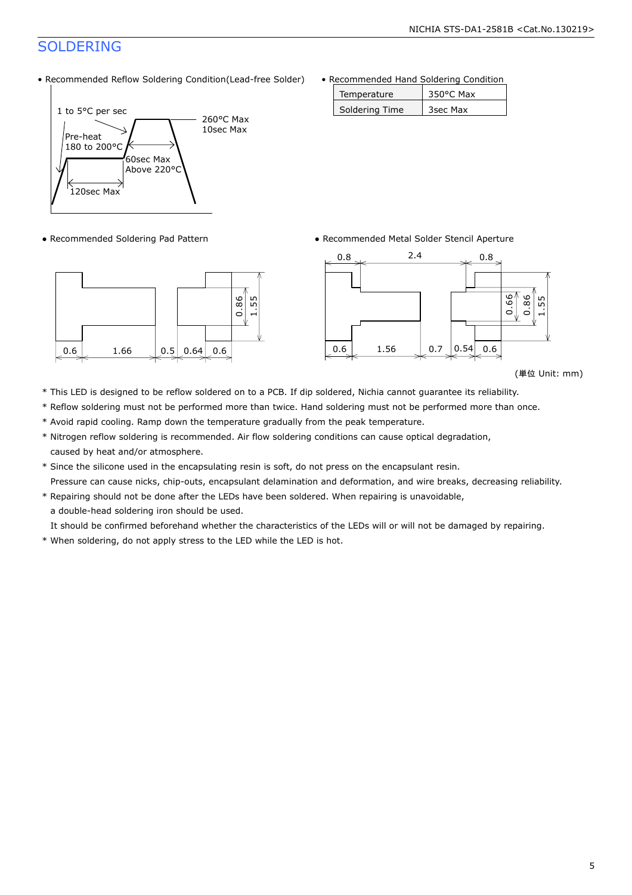## SOLDERING

- Recommended Reflow Soldering Condition(Lead-free Solder)

1 to 5°C per sec

Pre-heat
180 to 200°C

260°C Max
10sec Max

60sec Max
Above 220°C

120sec Max

- Recommended Hand Soldering Condition

| Temperature | 350°C Max |
|---|---|
| Soldering Time | 3sec Max |

- Recommended Soldering Pad Pattern

0.6 | 1.66 | 0.5 | 0.64 | 0.6 | 0.86 | 1.55

- Recommended Metal Solder Stencil Aperture

0.8 | 2.4 | 0.8

0.6 | 1.56 | 0.7 | 0.54 | 0.6 | 0.66 | 0.86 | 1.55

(単位 Unit: mm)

\* This LED is designed to be reflow soldered on to a PCB. If dip soldered, Nichia cannot guarantee its reliability.

\* Reflow soldering must not be performed more than twice. Hand soldering must not be performed more than once.

\* Avoid rapid cooling. Ramp down the temperature gradually from the peak temperature.

\* Nitrogen reflow soldering is recommended. Air flow soldering conditions can cause optical degradation, caused by heat and/or atmosphere.

\* Since the silicone used in the encapsulating resin is soft, do not press on the encapsulant resin. Pressure can cause nicks, chip-outs, encapsulant delamination and deformation, and wire breaks, decreasing reliability.

\* Repairing should not be done after the LEDs have been soldered. When repairing is unavoidable, a double-head soldering iron should be used. It should be confirmed beforehand whether the characteristics of the LEDs will or will not be damaged by repairing.

\* When soldering, do not apply stress to the LED while the LED is hot.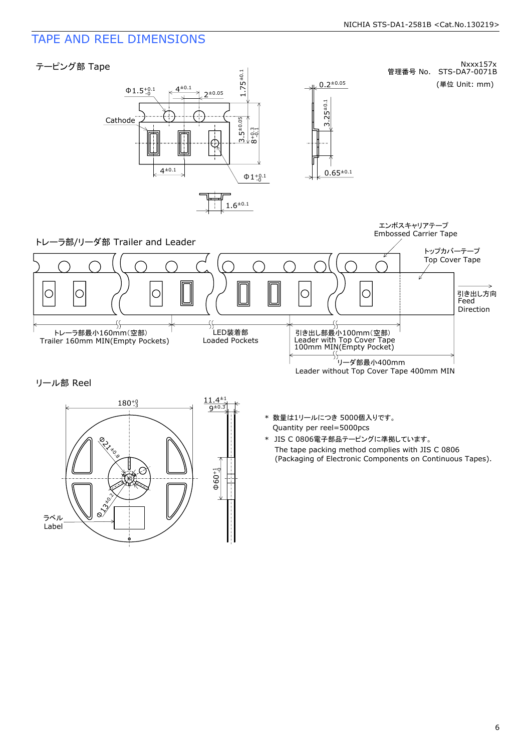# TAPE AND REEL DIMENSIONS

Nxxx157x
管理番号 No. STS-DA7-0071B

(単位 Unit: mm)

## テーピング部 Tape

Cathode

Φ1.5 $^{+0.1}_{-0}$

$4^{\pm0.1}$

$2^{\pm0.05}$

$1.75^{\pm0.1}$

$3.5^{\pm0.05}$

$8^{+0.3}_{-0.1}$

$4^{\pm0.1}$

Φ1 $^{+0.1}_{-0}$

$1.6^{\pm0.1}$

$0.2^{\pm0.05}$

$3.25^{\pm0.1}$

$0.65^{\pm0.1}$

## トレーラ部/リーダ部 Trailer and Leader

エンボスキャリアテープ
Embossed Carrier Tape

トップカバーテープ
Top Cover Tape

引き出し方向
Feed
Direction

トレーラ部最小160mm(空部)
Trailer 160mm MIN(Empty Pockets)

LED装着部
Loaded Pockets

引き出し部最小100mm(空部)
Leader with Top Cover Tape
100mm MIN(Empty Pocket)

リーダ部最小400mm
Leader without Top Cover Tape 400mm MIN

## リール部 Reel

$180^{+0}_{-3}$

$11.4^{\pm1}$

$9^{\pm0.3}$

Φ$21^{\pm0.8}$

Φ$13^{\pm0.2}$

Φ$60^{+1}_{-0}$

ラベル
Label

\* 数量は1リールにつき 5000個入りです。
Quantity per reel=5000pcs

\* JIS C 0806電子部品テーピングに準拠しています。
The tape packing method complies with JIS C 0806
(Packaging of Electronic Components on Continuous Tapes).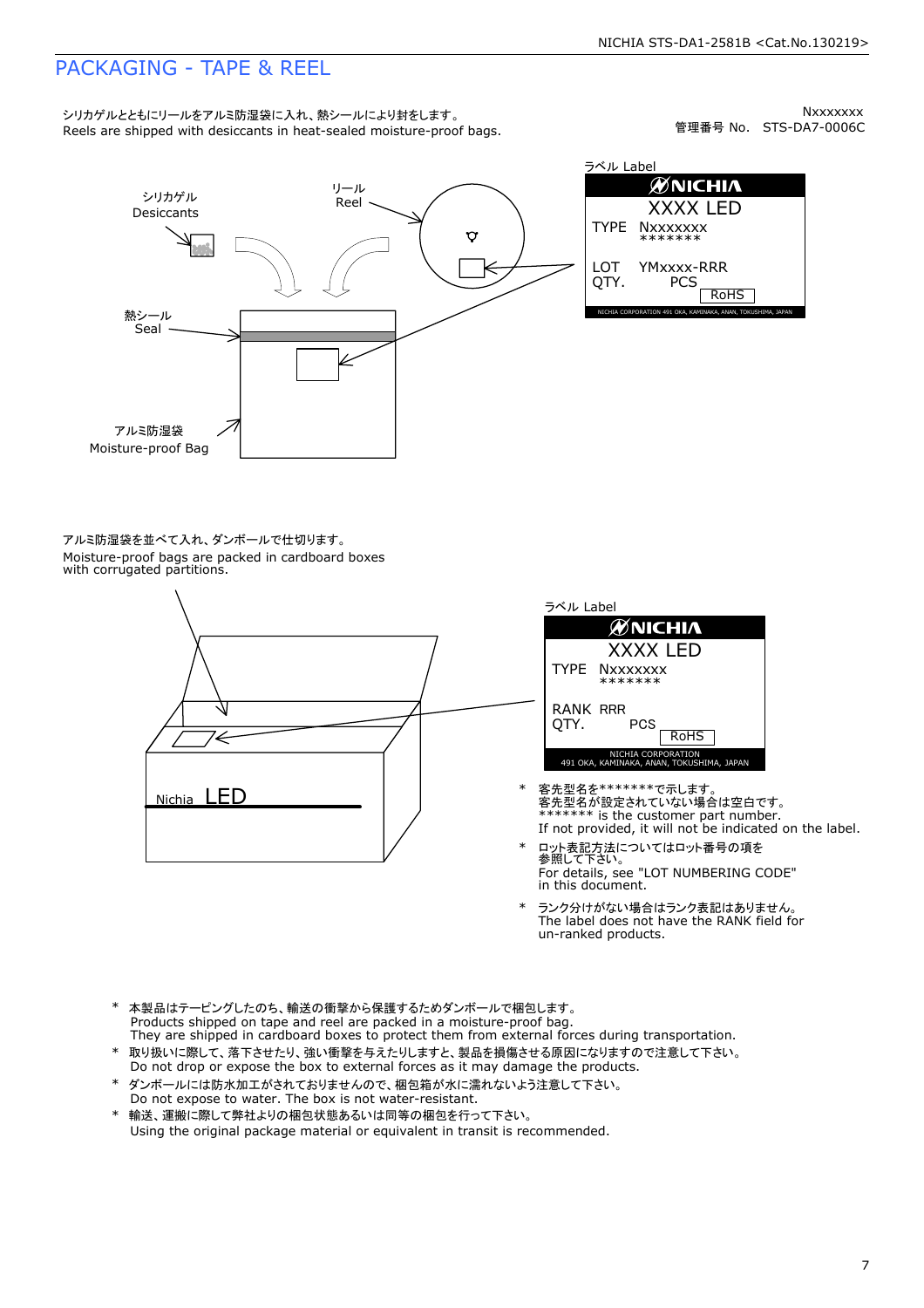# PACKAGING - TAPE & REEL

シリカゲルとともにリールをアルミ防湿袋に入れ、熱シールにより封をします。
Reels are shipped with desiccants in heat-sealed moisture-proof bags.

Nxxxxxxx
管理番号 No. STS-DA7-0006C

ラベル Label

NICHIA
XXXX LED
TYPE Nxxxxxxx
\*\*\*\*\*\*\*
LOT YMxxxx-RRR
QTY. PCS
RoHS
NICHIA CORPORATION 491 OKA, KAMINAKA, ANAN, TOKUSHIMA, JAPAN

シリカゲル
Desiccants

リール
Reel

熱シール
Seal

アルミ防湿袋
Moisture-proof Bag

アルミ防湿袋を並べて入れ、ダンボールで仕切ります。
Moisture-proof bags are packed in cardboard boxes with corrugated partitions.

ラベル Label

NICHIA
XXXX LED
TYPE Nxxxxxxx
\*\*\*\*\*\*\*
RANK RRR
QTY. PCS
RoHS
NICHIA CORPORATION
491 OKA, KAMINAKA, ANAN, TOKUSHIMA, JAPAN

Nichia LED

\* 客先型名を\*\*\*\*\*\*\*で示します。
客先型名が設定されていない場合は空白です。
\*\*\*\*\*\*\* is the customer part number.
If not provided, it will not be indicated on the label.

\* ロット表記方法についてはロット番号の項を参照して下さい。
For details, see "LOT NUMBERING CODE" in this document.

\* ランク分けがない場合はランク表記はありません。
The label does not have the RANK field for un-ranked products.

\* 本製品はテーピングしたのち、輸送の衝撃から保護するためダンボールで梱包します。
Products shipped on tape and reel are packed in a moisture-proof bag.
They are shipped in cardboard boxes to protect them from external forces during transportation.

\* 取り扱いに際して、落下させたり、強い衝撃を与えたりしますと、製品を損傷させる原因になりますので注意して下さい。
Do not drop or expose the box to external forces as it may damage the products.

\* ダンボールには防水加工がされておりませんので、梱包箱が水に濡れないよう注意して下さい。
Do not expose to water. The box is not water-resistant.

\* 輸送、運搬に際して弊社よりの梱包状態あるいは同等の梱包を行って下さい。
Using the original package material or equivalent in transit is recommended.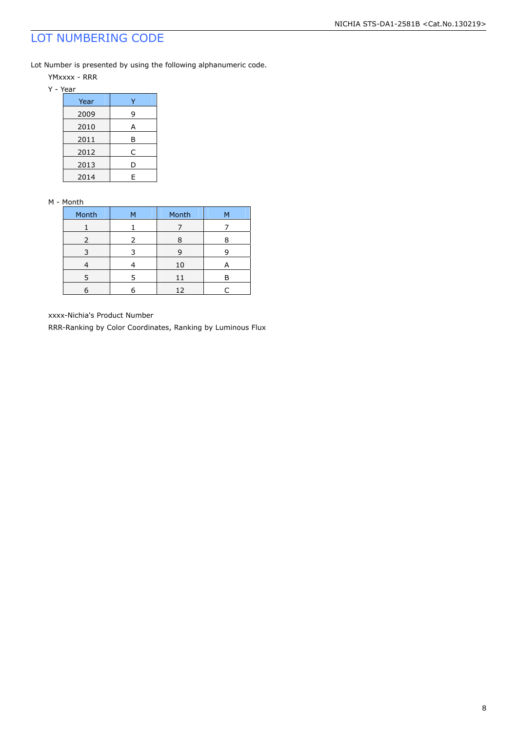# LOT NUMBERING CODE

Lot Number is presented by using the following alphanumeric code.

YMxxxx - RRR

Y - Year

| Year | Y |
|---|---|
| 2009 | 9 |
| 2010 | A |
| 2011 | B |
| 2012 | C |
| 2013 | D |
| 2014 | E |

M - Month

| Month | M | Month | M |
|---|---|---|---|
| 1 | 1 | 7 | 7 |
| 2 | 2 | 8 | 8 |
| 3 | 3 | 9 | 9 |
| 4 | 4 | 10 | A |
| 5 | 5 | 11 | B |
| 6 | 6 | 12 | C |

xxxx-Nichia's Product Number

RRR-Ranking by Color Coordinates, Ranking by Luminous Flux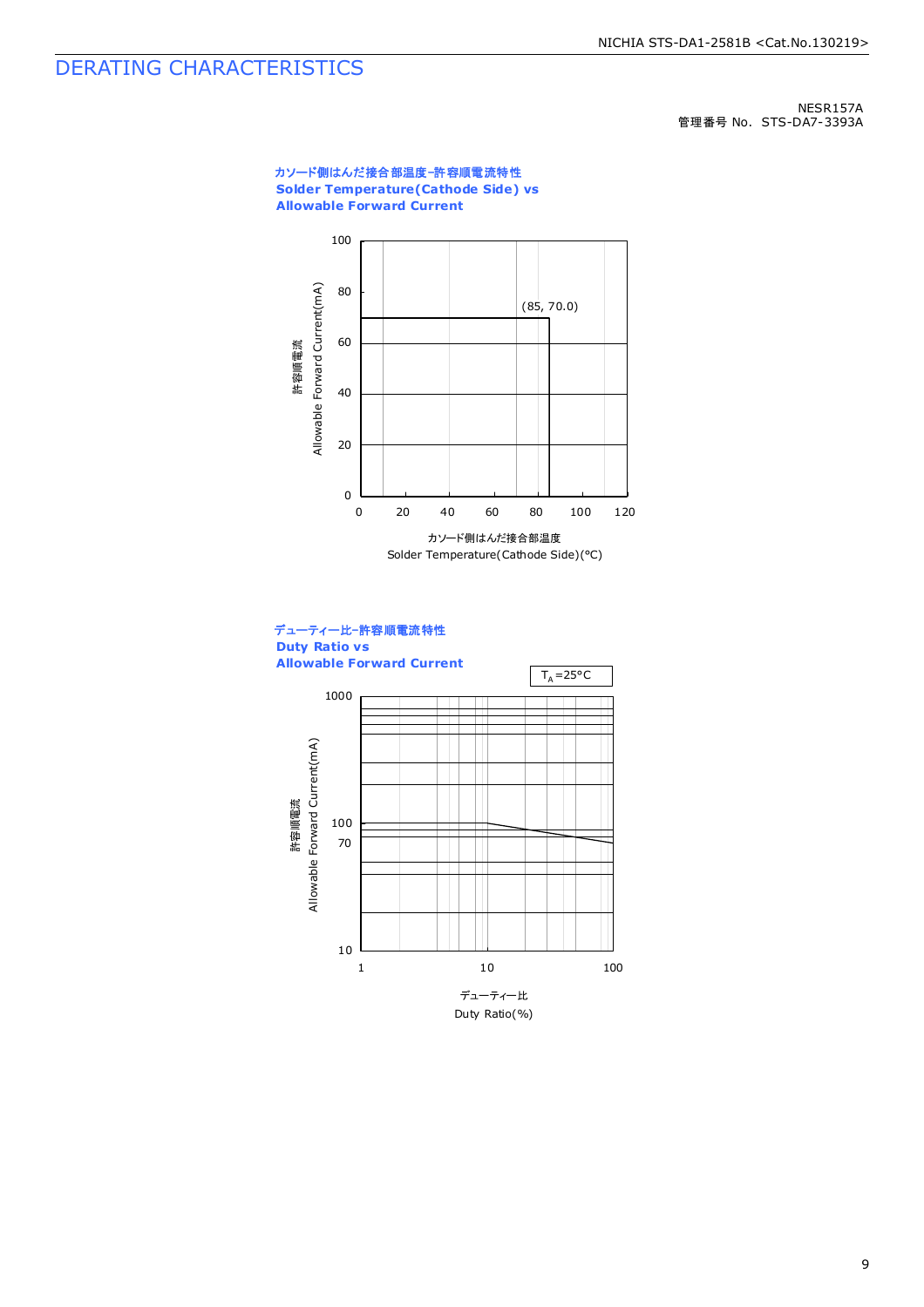# DERATING CHARACTERISTICS

NESR157A
管理番号 No. STS-DA7-3393A

**カソード側はんだ接合部温度-許容順電流特性**
**Solder Temperature(Cathode Side) vs**
**Allowable Forward Current**

(85, 70.0)

許容順電流
Allowable Forward Current(mA)

カソード側はんだ接合部温度
Solder Temperature(Cathode Side)(°C)

**デューティー比-許容順電流特性**
**Duty Ratio vs**
**Allowable Forward Current**

$T_A$=25°C

許容順電流
Allowable Forward Current(mA)

デューティー比
Duty Ratio(%)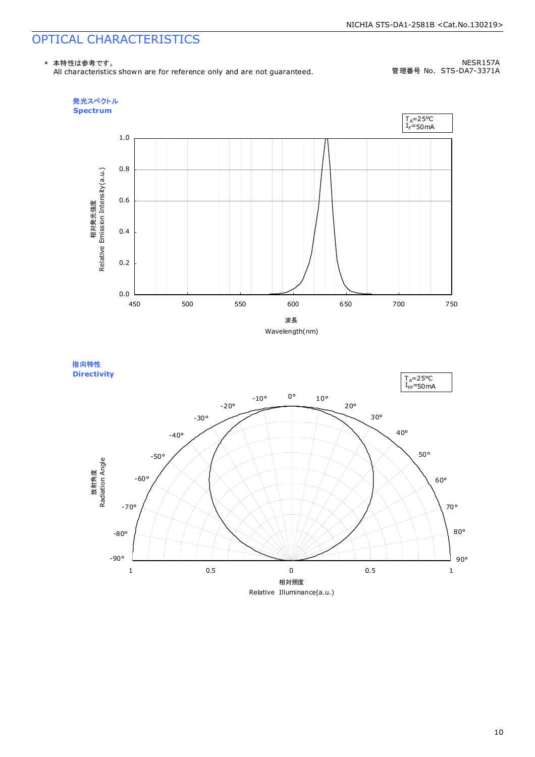# OPTICAL CHARACTERISTICS

＊ 本特性は参考です。
All characteristics shown are for reference only and are not guaranteed.

NESR157A
管理番号 No. STS-DA7-3371A

## 発光スペクトル
## **Spectrum**

$T_A$=25°C
$I_F$=50mA

相対発光強度
Relative Emission Intensity(a.u.)

波長
Wavelength(nm)

## 指向特性
## **Directivity**

$T_A$=25°C
$I_{FP}$=50mA

放射角度
Radiation Angle

相対照度
Relative Illuminance(a.u.)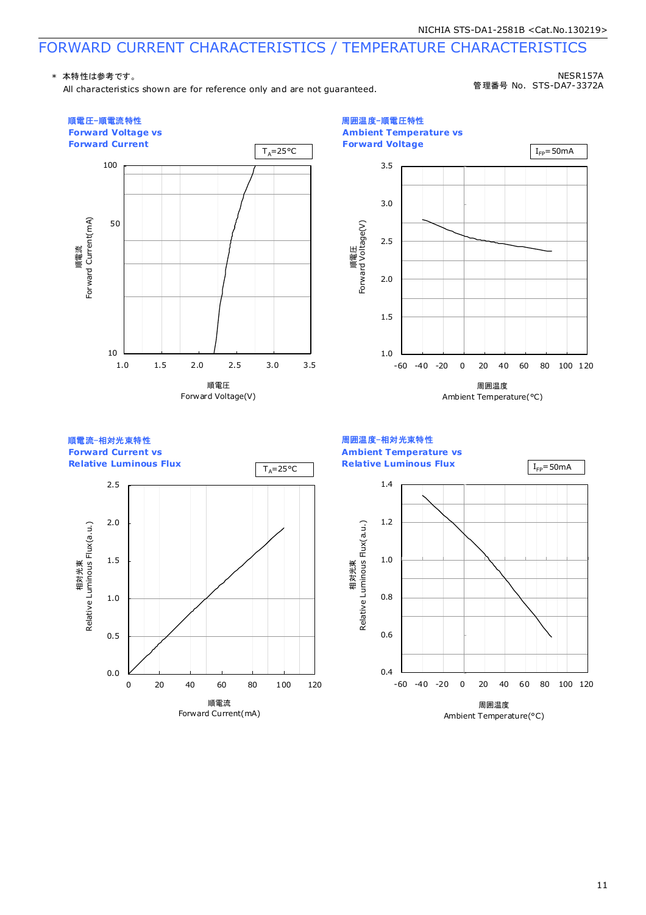# FORWARD CURRENT CHARACTERISTICS / TEMPERATURE CHARACTERISTICS

＊ 本特性は参考です。
All characteristics shown are for reference only and are not guaranteed.

NESR157A
管理番号 No. STS-DA7-3372A

### 順電圧-順電流特性
### Forward Voltage vs Forward Current

$T_A$=25°C

Forward Current(mA) 順電流: 10, 50, 100
Forward Voltage(V) 順電圧: 1.0, 1.5, 2.0, 2.5, 3.0, 3.5

### 周囲温度-順電圧特性
### Ambient Temperature vs Forward Voltage

$I_{FP}$=50mA

Forward Voltage(V) 順電圧: 1.0, 1.5, 2.0, 2.5, 3.0, 3.5
Ambient Temperature(°C) 周囲温度: -60, -40, -20, 0, 20, 40, 60, 80, 100, 120

### 順電流-相対光束特性
### Forward Current vs Relative Luminous Flux

$T_A$=25°C

Relative Luminous Flux(a.u.) 相対光束: 0.0, 0.5, 1.0, 1.5, 2.0, 2.5
Forward Current(mA) 順電流: 0, 20, 40, 60, 80, 100, 120

### 周囲温度-相対光束特性
### Ambient Temperature vs Relative Luminous Flux

$I_{FP}$=50mA

Relative Luminous Flux(a.u.) 相対光束: 0.4, 0.6, 0.8, 1.0, 1.2, 1.4
Ambient Temperature(°C) 周囲温度: -60, -40, -20, 0, 20, 40, 60, 80, 100, 120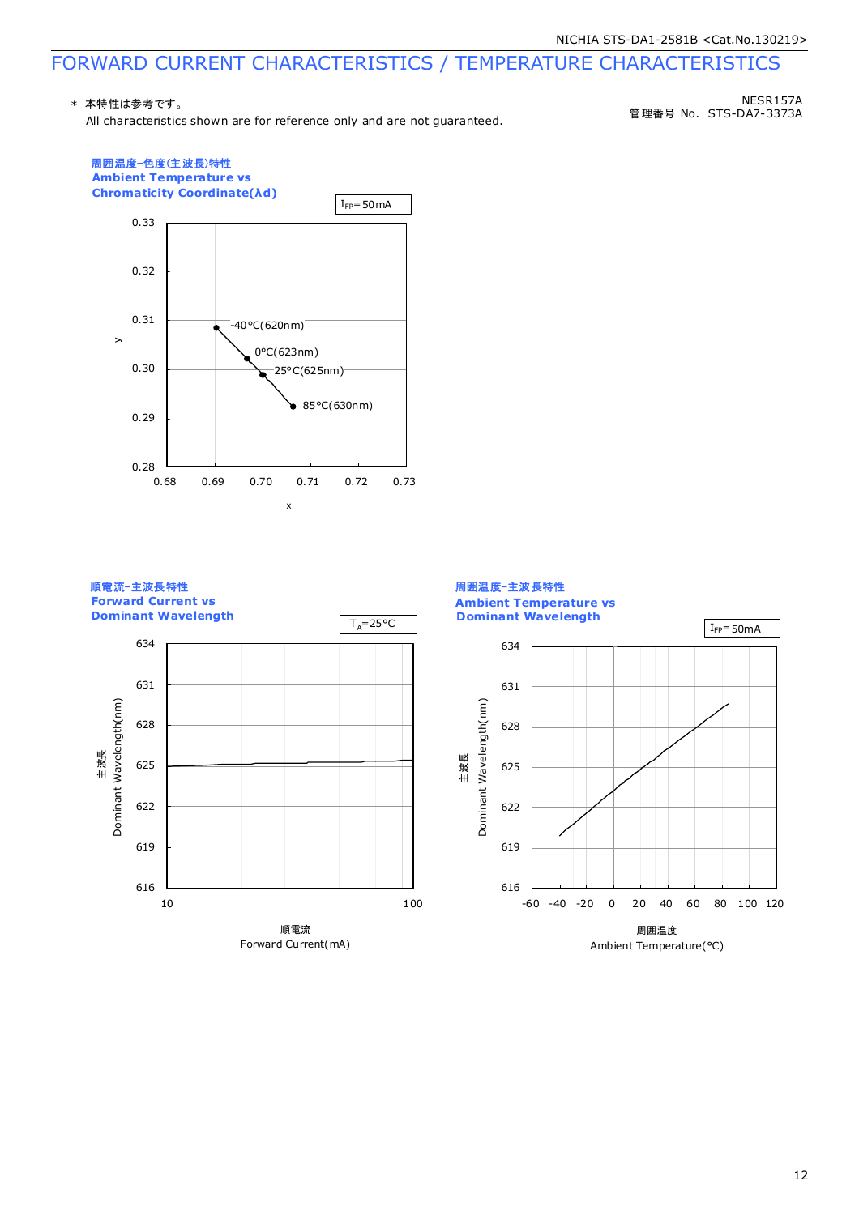# FORWARD CURRENT CHARACTERISTICS / TEMPERATURE CHARACTERISTICS

＊ 本特性は参考です。
All characteristics shown are for reference only and are not guaranteed.

NESR157A
管理番号 No. STS-DA7-3373A

### 周囲温度-色度(主波長)特性
### Ambient Temperature vs Chromaticity Coordinate(λd)

$I_{FP}$=50mA

y: 0.28 – 0.33; x: 0.68 – 0.73

-40°C(620nm)
0°C(623nm)
25°C(625nm)
85°C(630nm)

### 順電流-主波長特性
### Forward Current vs Dominant Wavelength

$T_A$=25°C

主波長 Dominant Wavelength(nm): 616 – 634

順電流 Forward Current(mA): 10 – 100

### 周囲温度-主波長特性
### Ambient Temperature vs Dominant Wavelength

$I_{FP}$=50mA

主波長 Dominant Wavelength(nm): 616 – 634

周囲温度 Ambient Temperature(°C): -60 – 120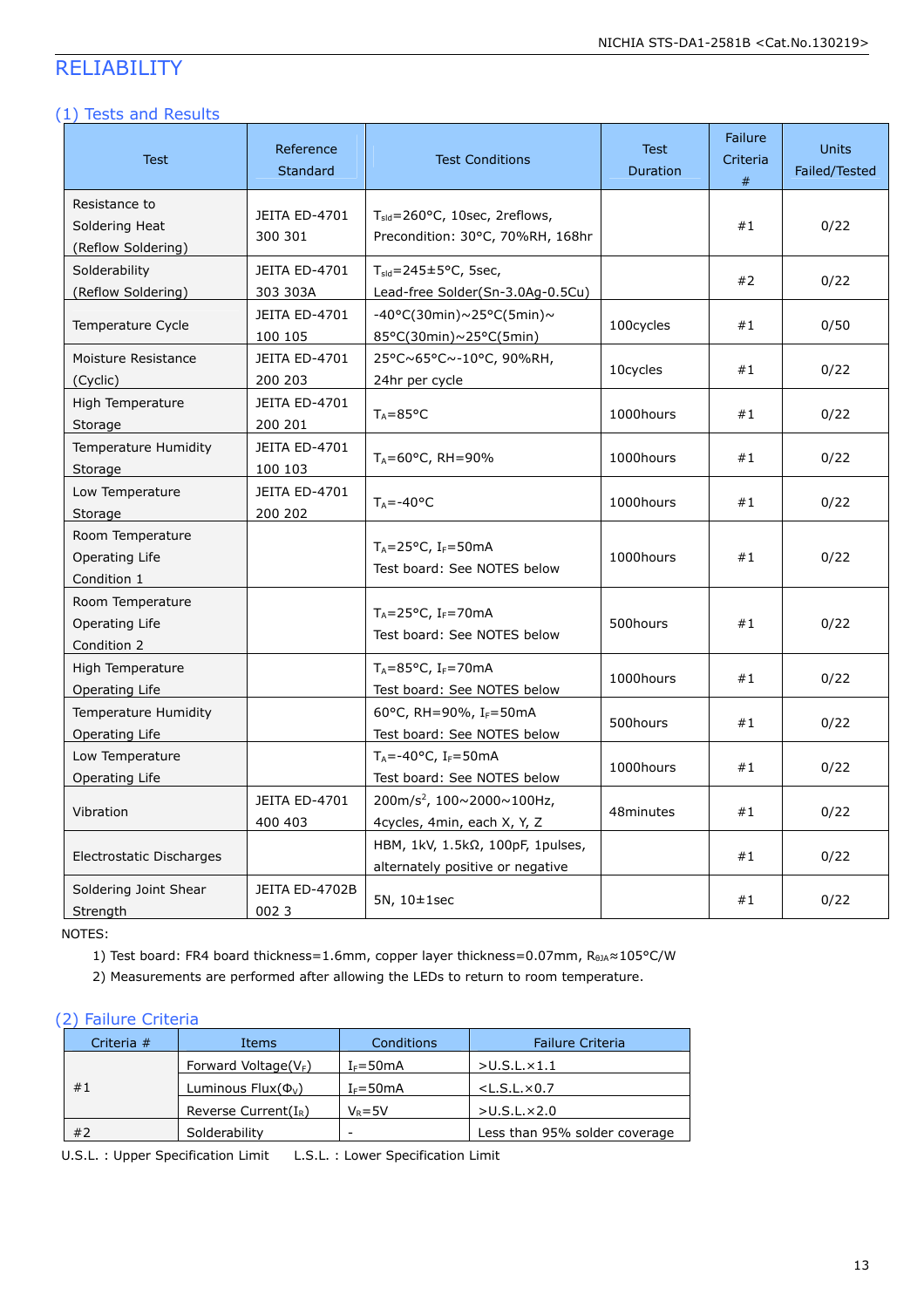# RELIABILITY

## (1) Tests and Results

| Test | Reference Standard | Test Conditions | Test Duration | Failure Criteria # | Units Failed/Tested |
|---|---|---|---|---|---|
| Resistance to Soldering Heat (Reflow Soldering) | JEITA ED-4701 300 301 | $T_{sld}$=260°C, 10sec, 2reflows, Precondition: 30°C, 70%RH, 168hr | | #1 | 0/22 |
| Solderability (Reflow Soldering) | JEITA ED-4701 303 303A | $T_{sld}$=245±5°C, 5sec, Lead-free Solder(Sn-3.0Ag-0.5Cu) | | #2 | 0/22 |
| Temperature Cycle | JEITA ED-4701 100 105 | -40°C(30min)~25°C(5min)~ 85°C(30min)~25°C(5min) | 100cycles | #1 | 0/50 |
| Moisture Resistance (Cyclic) | JEITA ED-4701 200 203 | 25°C~65°C~-10°C, 90%RH, 24hr per cycle | 10cycles | #1 | 0/22 |
| High Temperature Storage | JEITA ED-4701 200 201 | $T_A$=85°C | 1000hours | #1 | 0/22 |
| Temperature Humidity Storage | JEITA ED-4701 100 103 | $T_A$=60°C, RH=90% | 1000hours | #1 | 0/22 |
| Low Temperature Storage | JEITA ED-4701 200 202 | $T_A$=-40°C | 1000hours | #1 | 0/22 |
| Room Temperature Operating Life Condition 1 | | $T_A$=25°C, $I_F$=50mA Test board: See NOTES below | 1000hours | #1 | 0/22 |
| Room Temperature Operating Life Condition 2 | | $T_A$=25°C, $I_F$=70mA Test board: See NOTES below | 500hours | #1 | 0/22 |
| High Temperature Operating Life | | $T_A$=85°C, $I_F$=70mA Test board: See NOTES below | 1000hours | #1 | 0/22 |
| Temperature Humidity Operating Life | | 60°C, RH=90%, $I_F$=50mA Test board: See NOTES below | 500hours | #1 | 0/22 |
| Low Temperature Operating Life | | $T_A$=-40°C, $I_F$=50mA Test board: See NOTES below | 1000hours | #1 | 0/22 |
| Vibration | JEITA ED-4701 400 403 | 200m/s$^2$, 100~2000~100Hz, 4cycles, 4min, each X, Y, Z | 48minutes | #1 | 0/22 |
| Electrostatic Discharges | | HBM, 1kV, 1.5kΩ, 100pF, 1pulses, alternately positive or negative | | #1 | 0/22 |
| Soldering Joint Shear Strength | JEITA ED-4702B 002 3 | 5N, 10±1sec | | #1 | 0/22 |

NOTES:

1) Test board: FR4 board thickness=1.6mm, copper layer thickness=0.07mm, $R_{\theta JA}$≈105°C/W
2) Measurements are performed after allowing the LEDs to return to room temperature.

## (2) Failure Criteria

| Criteria # | Items | Conditions | Failure Criteria |
|---|---|---|---|
| #1 | Forward Voltage($V_F$) | $I_F$=50mA | >U.S.L.×1.1 |
| | Luminous Flux($\Phi_V$) | $I_F$=50mA | <L.S.L.×0.7 |
| | Reverse Current($I_R$) | $V_R$=5V | >U.S.L.×2.0 |
| #2 | Solderability | - | Less than 95% solder coverage |

U.S.L. : Upper Specification Limit    L.S.L. : Lower Specification Limit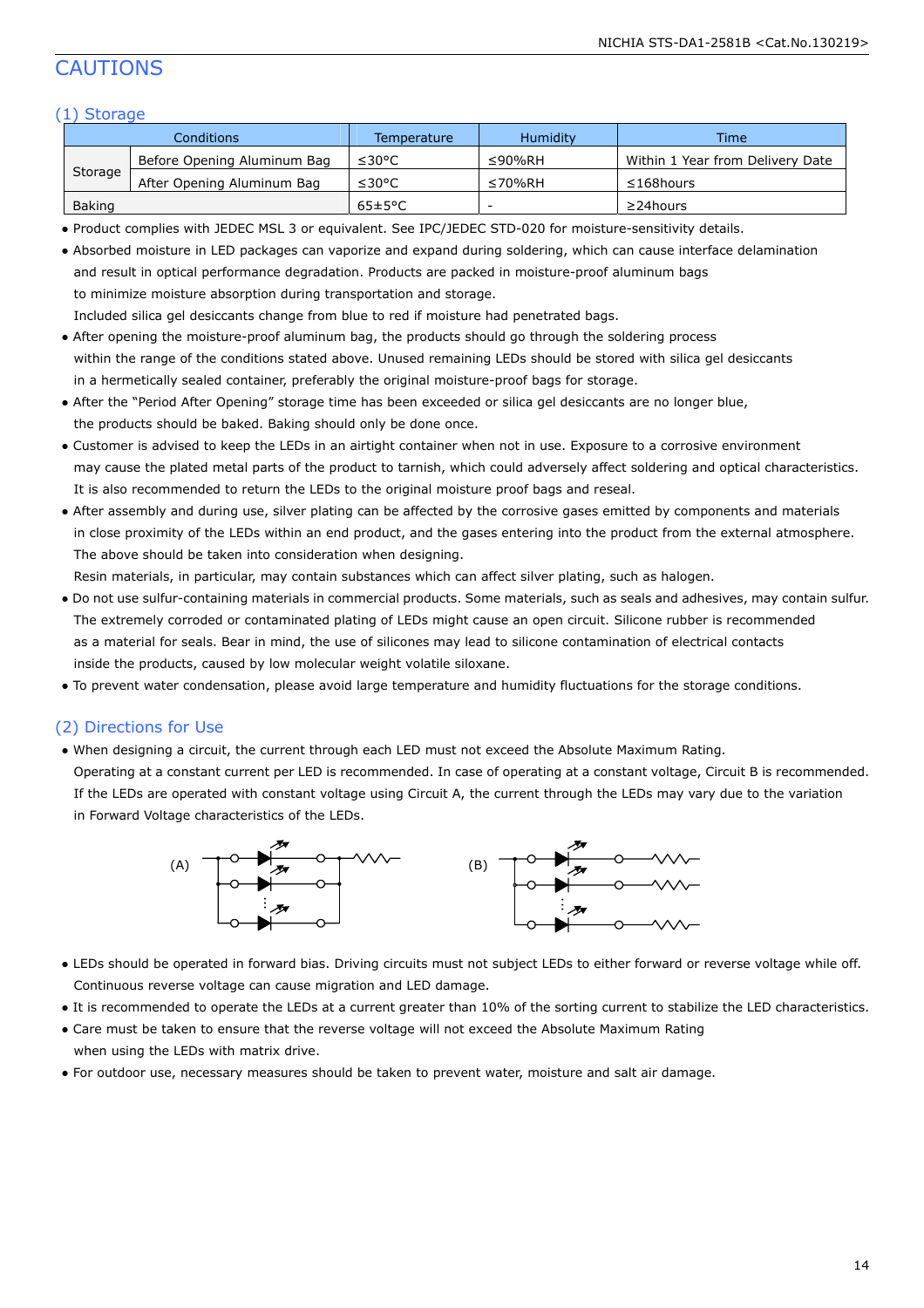# CAUTIONS

## (1) Storage

| Conditions | | Temperature | Humidity | Time |
|---|---|---|---|---|
| Storage | Before Opening Aluminum Bag | ≤30°C | ≤90%RH | Within 1 Year from Delivery Date |
| | After Opening Aluminum Bag | ≤30°C | ≤70%RH | ≤168hours |
| Baking | | 65±5°C | - | ≥24hours |

- Product complies with JEDEC MSL 3 or equivalent. See IPC/JEDEC STD-020 for moisture-sensitivity details.
- Absorbed moisture in LED packages can vaporize and expand during soldering, which can cause interface delamination and result in optical performance degradation. Products are packed in moisture-proof aluminum bags to minimize moisture absorption during transportation and storage.
  Included silica gel desiccants change from blue to red if moisture had penetrated bags.
- After opening the moisture-proof aluminum bag, the products should go through the soldering process within the range of the conditions stated above. Unused remaining LEDs should be stored with silica gel desiccants in a hermetically sealed container, preferably the original moisture-proof bags for storage.
- After the "Period After Opening" storage time has been exceeded or silica gel desiccants are no longer blue, the products should be baked. Baking should only be done once.
- Customer is advised to keep the LEDs in an airtight container when not in use. Exposure to a corrosive environment may cause the plated metal parts of the product to tarnish, which could adversely affect soldering and optical characteristics. It is also recommended to return the LEDs to the original moisture proof bags and reseal.
- After assembly and during use, silver plating can be affected by the corrosive gases emitted by components and materials in close proximity of the LEDs within an end product, and the gases entering into the product from the external atmosphere. The above should be taken into consideration when designing.
  Resin materials, in particular, may contain substances which can affect silver plating, such as halogen.
- Do not use sulfur-containing materials in commercial products. Some materials, such as seals and adhesives, may contain sulfur. The extremely corroded or contaminated plating of LEDs might cause an open circuit. Silicone rubber is recommended as a material for seals. Bear in mind, the use of silicones may lead to silicone contamination of electrical contacts inside the products, caused by low molecular weight volatile siloxane.
- To prevent water condensation, please avoid large temperature and humidity fluctuations for the storage conditions.

## (2) Directions for Use

- When designing a circuit, the current through each LED must not exceed the Absolute Maximum Rating.
  Operating at a constant current per LED is recommended. In case of operating at a constant voltage, Circuit B is recommended. If the LEDs are operated with constant voltage using Circuit A, the current through the LEDs may vary due to the variation in Forward Voltage characteristics of the LEDs.

(A) (B)

- LEDs should be operated in forward bias. Driving circuits must not subject LEDs to either forward or reverse voltage while off. Continuous reverse voltage can cause migration and LED damage.
- It is recommended to operate the LEDs at a current greater than 10% of the sorting current to stabilize the LED characteristics.
- Care must be taken to ensure that the reverse voltage will not exceed the Absolute Maximum Rating when using the LEDs with matrix drive.
- For outdoor use, necessary measures should be taken to prevent water, moisture and salt air damage.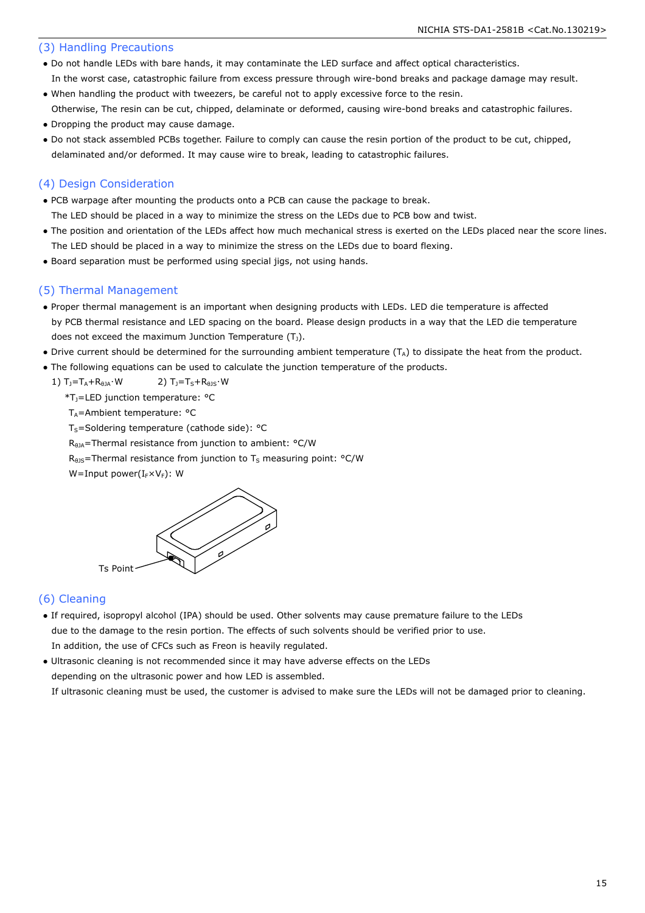## (3) Handling Precautions

- Do not handle LEDs with bare hands, it may contaminate the LED surface and affect optical characteristics.
  In the worst case, catastrophic failure from excess pressure through wire-bond breaks and package damage may result.
- When handling the product with tweezers, be careful not to apply excessive force to the resin.
  Otherwise, The resin can be cut, chipped, delaminate or deformed, causing wire-bond breaks and catastrophic failures.
- Dropping the product may cause damage.
- Do not stack assembled PCBs together. Failure to comply can cause the resin portion of the product to be cut, chipped, delaminated and/or deformed. It may cause wire to break, leading to catastrophic failures.

## (4) Design Consideration

- PCB warpage after mounting the products onto a PCB can cause the package to break.
  The LED should be placed in a way to minimize the stress on the LEDs due to PCB bow and twist.
- The position and orientation of the LEDs affect how much mechanical stress is exerted on the LEDs placed near the score lines.
  The LED should be placed in a way to minimize the stress on the LEDs due to board flexing.
- Board separation must be performed using special jigs, not using hands.

## (5) Thermal Management

- Proper thermal management is an important when designing products with LEDs. LED die temperature is affected by PCB thermal resistance and LED spacing on the board. Please design products in a way that the LED die temperature does not exceed the maximum Junction Temperature ($T_J$).
- Drive current should be determined for the surrounding ambient temperature ($T_A$) to dissipate the heat from the product.
- The following equations can be used to calculate the junction temperature of the products.

  1) $T_J=T_A+R_{\theta JA}\cdot W$ 2) $T_J=T_S+R_{\theta JS}\cdot W$

  *$T_J$=LED junction temperature: °C

  $T_A$=Ambient temperature: °C

  $T_S$=Soldering temperature (cathode side): °C

  $R_{\theta JA}$=Thermal resistance from junction to ambient: °C/W

  $R_{\theta JS}$=Thermal resistance from junction to $T_S$ measuring point: °C/W

  W=Input power($I_F\times V_F$): W

Ts Point

## (6) Cleaning

- If required, isopropyl alcohol (IPA) should be used. Other solvents may cause premature failure to the LEDs due to the damage to the resin portion. The effects of such solvents should be verified prior to use.
  In addition, the use of CFCs such as Freon is heavily regulated.
- Ultrasonic cleaning is not recommended since it may have adverse effects on the LEDs depending on the ultrasonic power and how LED is assembled.
  If ultrasonic cleaning must be used, the customer is advised to make sure the LEDs will not be damaged prior to cleaning.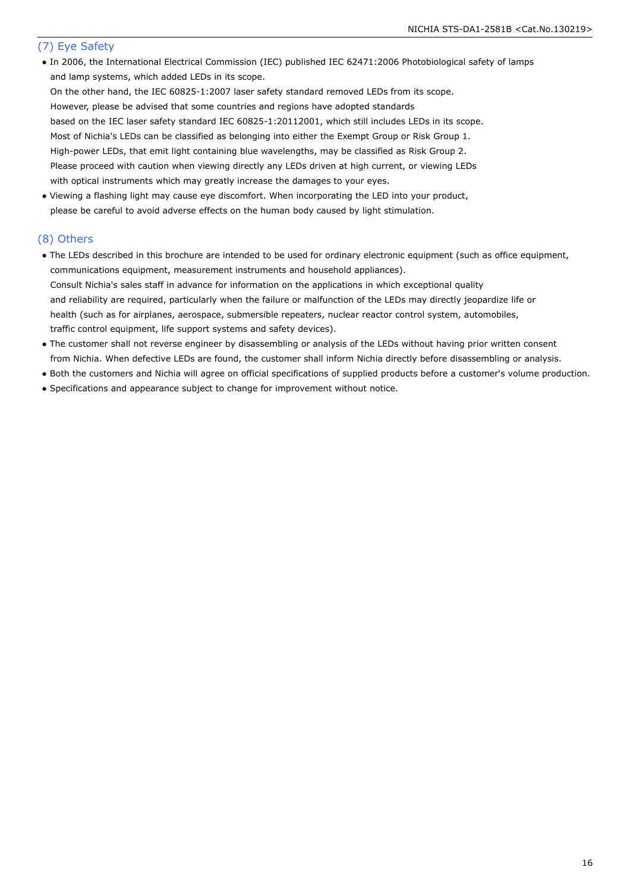## (7) Eye Safety

- In 2006, the International Electrical Commission (IEC) published IEC 62471:2006 Photobiological safety of lamps and lamp systems, which added LEDs in its scope.
  On the other hand, the IEC 60825-1:2007 laser safety standard removed LEDs from its scope.
  However, please be advised that some countries and regions have adopted standards
  based on the IEC laser safety standard IEC 60825-1:20112001, which still includes LEDs in its scope.
  Most of Nichia's LEDs can be classified as belonging into either the Exempt Group or Risk Group 1.
  High-power LEDs, that emit light containing blue wavelengths, may be classified as Risk Group 2.
  Please proceed with caution when viewing directly any LEDs driven at high current, or viewing LEDs
  with optical instruments which may greatly increase the damages to your eyes.
- Viewing a flashing light may cause eye discomfort. When incorporating the LED into your product,
  please be careful to avoid adverse effects on the human body caused by light stimulation.

## (8) Others

- The LEDs described in this brochure are intended to be used for ordinary electronic equipment (such as office equipment, communications equipment, measurement instruments and household appliances).
  Consult Nichia's sales staff in advance for information on the applications in which exceptional quality
  and reliability are required, particularly when the failure or malfunction of the LEDs may directly jeopardize life or
  health (such as for airplanes, aerospace, submersible repeaters, nuclear reactor control system, automobiles,
  traffic control equipment, life support systems and safety devices).
- The customer shall not reverse engineer by disassembling or analysis of the LEDs without having prior written consent from Nichia. When defective LEDs are found, the customer shall inform Nichia directly before disassembling or analysis.
- Both the customers and Nichia will agree on official specifications of supplied products before a customer's volume production.
- Specifications and appearance subject to change for improvement without notice.